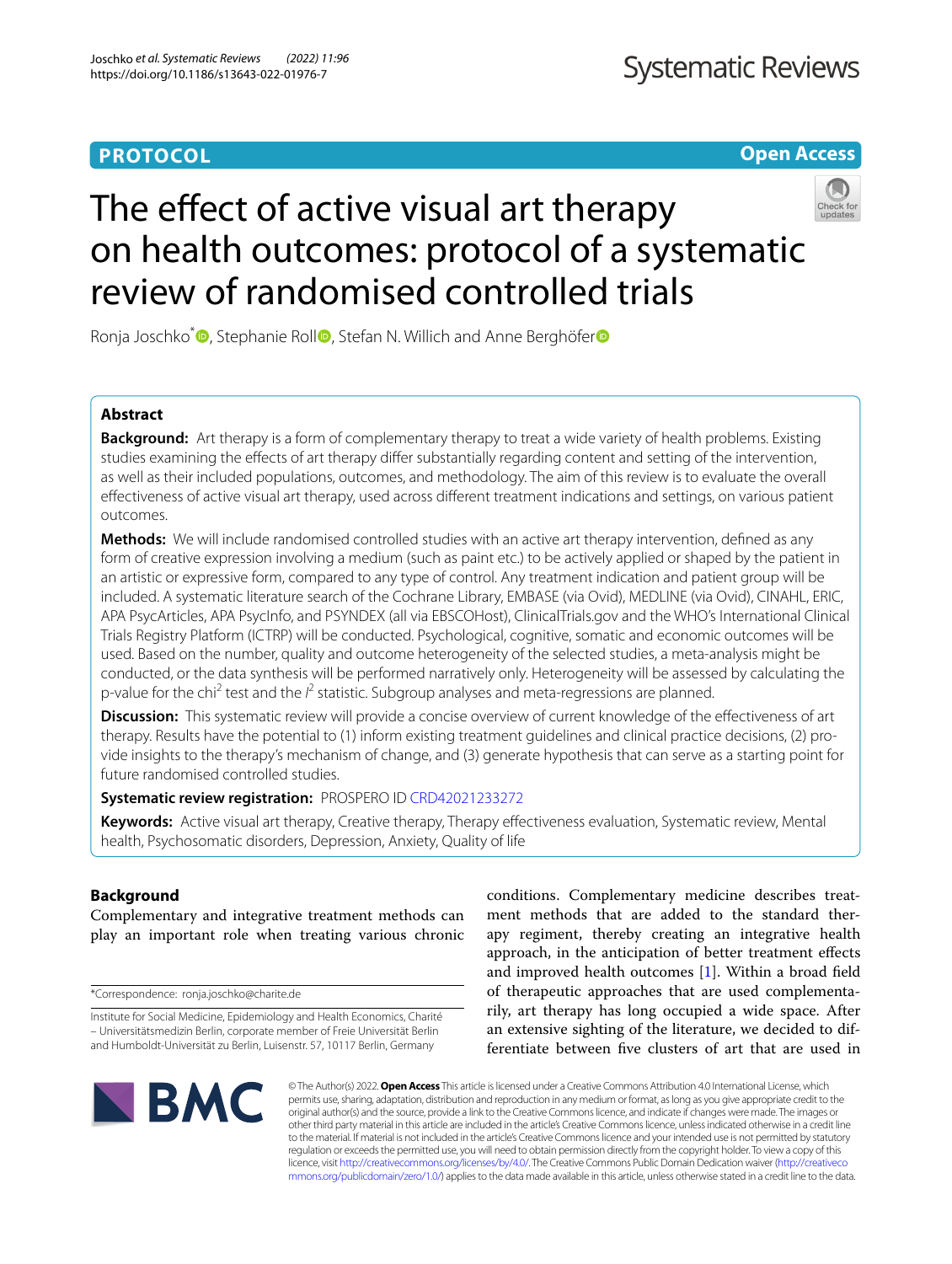PROTOCOL

Open Access

# The effect of active visual art therapy on health outcomes: protocol of a systematic review of randomised controlled trials

Ronja Joschko*, Stephanie Roll, Stefan N. Willich and Anne Berghöfer

## Abstract

**Background:** Art therapy is a form of complementary therapy to treat a wide variety of health problems. Existing studies examining the effects of art therapy differ substantially regarding content and setting of the intervention, as well as their included populations, outcomes, and methodology. The aim of this review is to evaluate the overall effectiveness of active visual art therapy, used across different treatment indications and settings, on various patient outcomes.

**Methods:** We will include randomised controlled studies with an active art therapy intervention, defined as any form of creative expression involving a medium (such as paint etc.) to be actively applied or shaped by the patient in an artistic or expressive form, compared to any type of control. Any treatment indication and patient group will be included. A systematic literature search of the Cochrane Library, EMBASE (via Ovid), MEDLINE (via Ovid), CINAHL, ERIC, APA PsycArticles, APA PsycInfo, and PSYNDEX (all via EBSCOHost), ClinicalTrials.gov and the WHO's International Clinical Trials Registry Platform (ICTRP) will be conducted. Psychological, cognitive, somatic and economic outcomes will be used. Based on the number, quality and outcome heterogeneity of the selected studies, a meta-analysis might be conducted, or the data synthesis will be performed narratively only. Heterogeneity will be assessed by calculating the p-value for the $chi^2$ test and the $I^2$ statistic. Subgroup analyses and meta-regressions are planned.

**Discussion:** This systematic review will provide a concise overview of current knowledge of the effectiveness of art therapy. Results have the potential to (1) inform existing treatment guidelines and clinical practice decisions, (2) provide insights to the therapy's mechanism of change, and (3) generate hypothesis that can serve as a starting point for future randomised controlled studies.

**Systematic review registration:** PROSPERO ID CRD42021233272

**Keywords:** Active visual art therapy, Creative therapy, Therapy effectiveness evaluation, Systematic review, Mental health, Psychosomatic disorders, Depression, Anxiety, Quality of life

## Background

Complementary and integrative treatment methods can play an important role when treating various chronic conditions. Complementary medicine describes treatment methods that are added to the standard therapy regiment, thereby creating an integrative health approach, in the anticipation of better treatment effects and improved health outcomes [1]. Within a broad field of therapeutic approaches that are used complementarily, art therapy has long occupied a wide space. After an extensive sighting of the literature, we decided to differentiate between five clusters of art that are used in

*Correspondence: ronja.joschko@charite.de

Institute for Social Medicine, Epidemiology and Health Economics, Charité – Universitätsmedizin Berlin, corporate member of Freie Universität Berlin and Humboldt-Universität zu Berlin, Luisenstr. 57, 10117 Berlin, Germany

© The Author(s) 2022. **Open Access** This article is licensed under a Creative Commons Attribution 4.0 International License, which permits use, sharing, adaptation, distribution and reproduction in any medium or format, as long as you give appropriate credit to the original author(s) and the source, provide a link to the Creative Commons licence, and indicate if changes were made. The images or other third party material in this article are included in the article's Creative Commons licence, unless indicated otherwise in a credit line to the material. If material is not included in the article's Creative Commons licence and your intended use is not permitted by statutory regulation or exceeds the permitted use, you will need to obtain permission directly from the copyright holder. To view a copy of this licence, visit http://creativecommons.org/licenses/by/4.0/. The Creative Commons Public Domain Dedication waiver (http://creativecommons.org/publicdomain/zero/1.0/) applies to the data made available in this article, unless otherwise stated in a credit line to the data.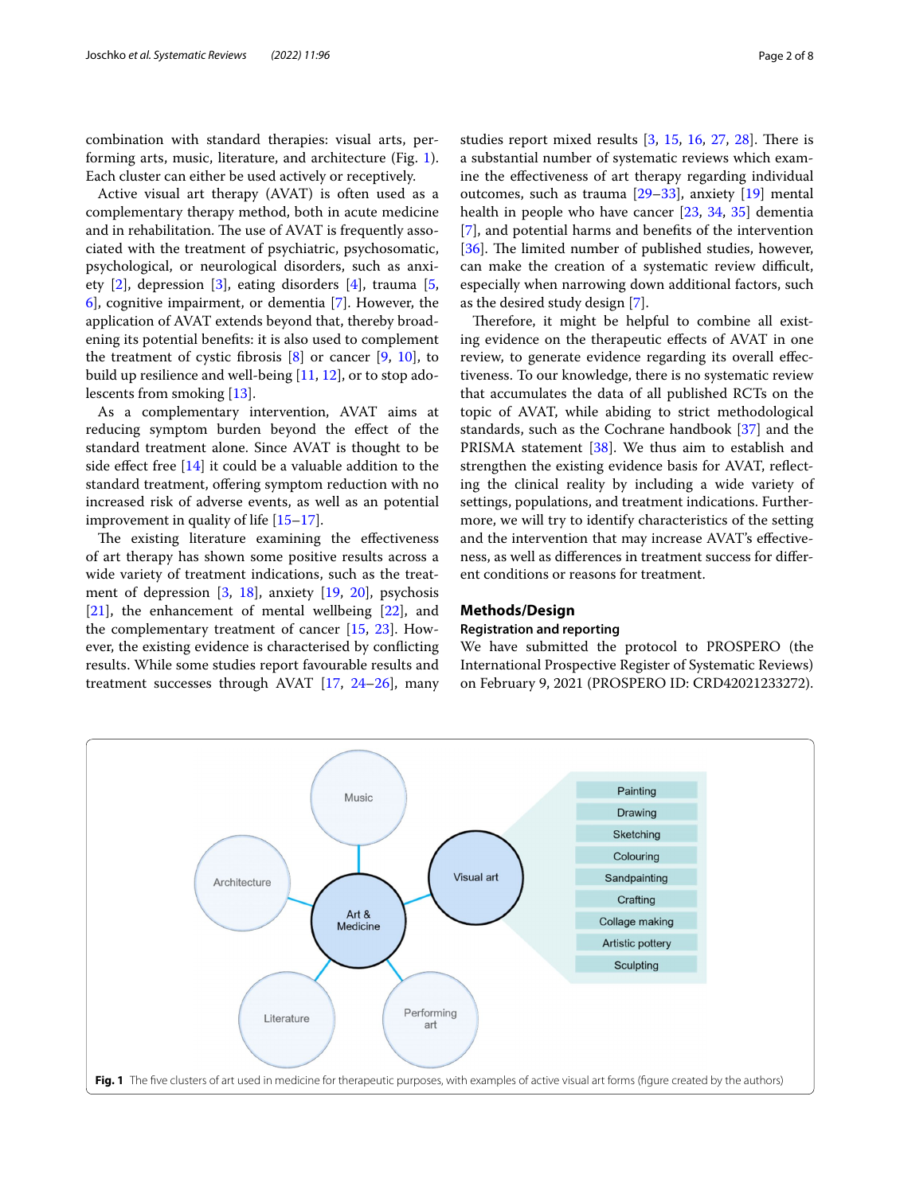combination with standard therapies: visual arts, performing arts, music, literature, and architecture (Fig. 1). Each cluster can either be used actively or receptively.

Active visual art therapy (AVAT) is often used as a complementary therapy method, both in acute medicine and in rehabilitation. The use of AVAT is frequently associated with the treatment of psychiatric, psychosomatic, psychological, or neurological disorders, such as anxiety [2], depression [3], eating disorders [4], trauma [5, 6], cognitive impairment, or dementia [7]. However, the application of AVAT extends beyond that, thereby broadening its potential benefits: it is also used to complement the treatment of cystic fibrosis [8] or cancer [9, 10], to build up resilience and well-being [11, 12], or to stop adolescents from smoking [13].

As a complementary intervention, AVAT aims at reducing symptom burden beyond the effect of the standard treatment alone. Since AVAT is thought to be side effect free [14] it could be a valuable addition to the standard treatment, offering symptom reduction with no increased risk of adverse events, as well as an potential improvement in quality of life [15–17].

The existing literature examining the effectiveness of art therapy has shown some positive results across a wide variety of treatment indications, such as the treatment of depression [3, 18], anxiety [19, 20], psychosis [21], the enhancement of mental wellbeing [22], and the complementary treatment of cancer [15, 23]. However, the existing evidence is characterised by conflicting results. While some studies report favourable results and treatment successes through AVAT [17, 24–26], many studies report mixed results [3, 15, 16, 27, 28]. There is a substantial number of systematic reviews which examine the effectiveness of art therapy regarding individual outcomes, such as trauma [29–33], anxiety [19] mental health in people who have cancer [23, 34, 35] dementia [7], and potential harms and benefits of the intervention [36]. The limited number of published studies, however, can make the creation of a systematic review difficult, especially when narrowing down additional factors, such as the desired study design [7].

Therefore, it might be helpful to combine all existing evidence on the therapeutic effects of AVAT in one review, to generate evidence regarding its overall effectiveness. To our knowledge, there is no systematic review that accumulates the data of all published RCTs on the topic of AVAT, while abiding to strict methodological standards, such as the Cochrane handbook [37] and the PRISMA statement [38]. We thus aim to establish and strengthen the existing evidence basis for AVAT, reflecting the clinical reality by including a wide variety of settings, populations, and treatment indications. Furthermore, we will try to identify characteristics of the setting and the intervention that may increase AVAT's effectiveness, as well as differences in treatment success for different conditions or reasons for treatment.

## Methods/Design

### Registration and reporting

We have submitted the protocol to PROSPERO (the International Prospective Register of Systematic Reviews) on February 9, 2021 (PROSPERO ID: CRD42021233272).

Music
Architecture
Art & Medicine
Visual art
Literature
Performing art
Painting
Drawing
Sketching
Colouring
Sandpainting
Crafting
Collage making
Artistic pottery
Sculpting

**Fig. 1** The five clusters of art used in medicine for therapeutic purposes, with examples of active visual art forms (figure created by the authors)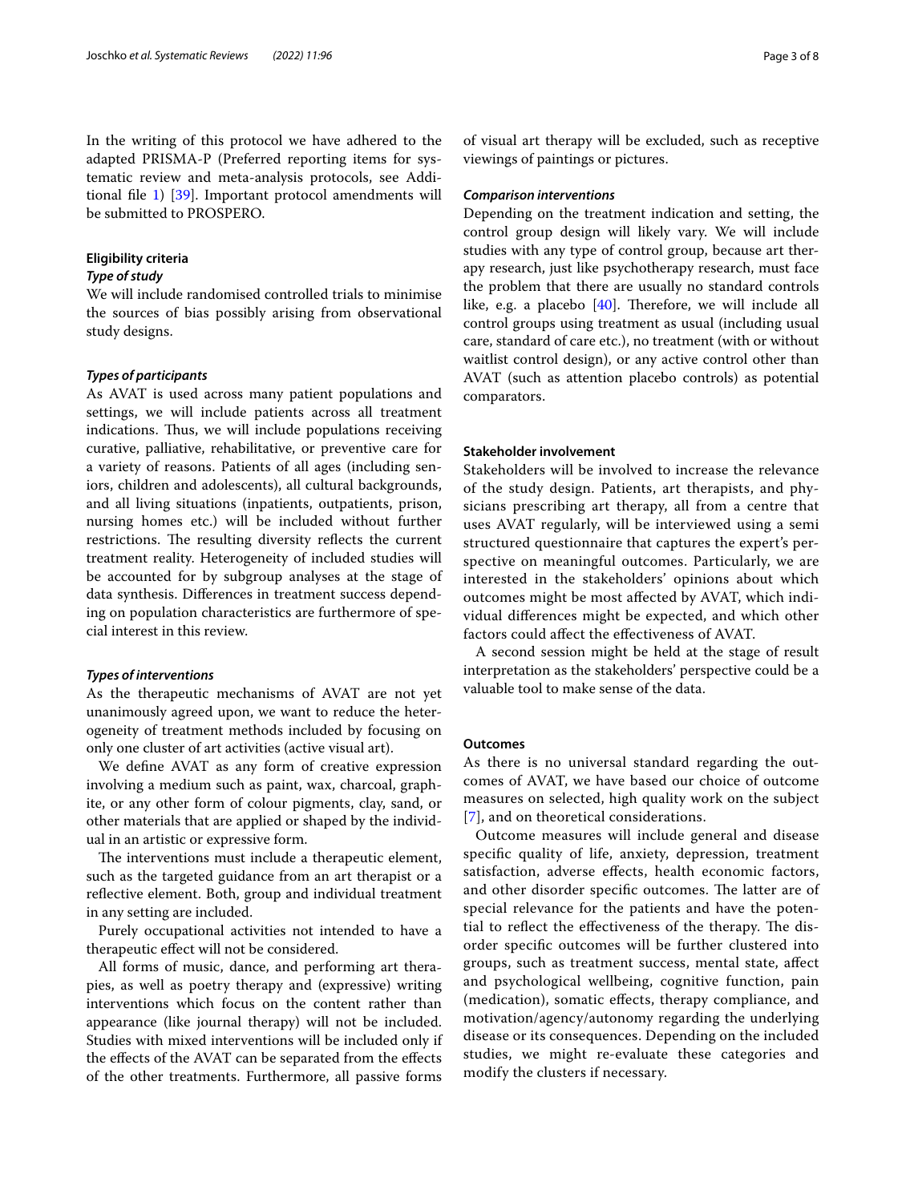In the writing of this protocol we have adhered to the adapted PRISMA-P (Preferred reporting items for systematic review and meta-analysis protocols, see Additional file 1) [39]. Important protocol amendments will be submitted to PROSPERO.

## Eligibility criteria

### *Type of study*

We will include randomised controlled trials to minimise the sources of bias possibly arising from observational study designs.

### *Types of participants*

As AVAT is used across many patient populations and settings, we will include patients across all treatment indications. Thus, we will include populations receiving curative, palliative, rehabilitative, or preventive care for a variety of reasons. Patients of all ages (including seniors, children and adolescents), all cultural backgrounds, and all living situations (inpatients, outpatients, prison, nursing homes etc.) will be included without further restrictions. The resulting diversity reflects the current treatment reality. Heterogeneity of included studies will be accounted for by subgroup analyses at the stage of data synthesis. Differences in treatment success depending on population characteristics are furthermore of special interest in this review.

### *Types of interventions*

As the therapeutic mechanisms of AVAT are not yet unanimously agreed upon, we want to reduce the heterogeneity of treatment methods included by focusing on only one cluster of art activities (active visual art).

We define AVAT as any form of creative expression involving a medium such as paint, wax, charcoal, graphite, or any other form of colour pigments, clay, sand, or other materials that are applied or shaped by the individual in an artistic or expressive form.

The interventions must include a therapeutic element, such as the targeted guidance from an art therapist or a reflective element. Both, group and individual treatment in any setting are included.

Purely occupational activities not intended to have a therapeutic effect will not be considered.

All forms of music, dance, and performing art therapies, as well as poetry therapy and (expressive) writing interventions which focus on the content rather than appearance (like journal therapy) will not be included. Studies with mixed interventions will be included only if the effects of the AVAT can be separated from the effects of the other treatments. Furthermore, all passive forms of visual art therapy will be excluded, such as receptive viewings of paintings or pictures.

### *Comparison interventions*

Depending on the treatment indication and setting, the control group design will likely vary. We will include studies with any type of control group, because art therapy research, just like psychotherapy research, must face the problem that there are usually no standard controls like, e.g. a placebo [40]. Therefore, we will include all control groups using treatment as usual (including usual care, standard of care etc.), no treatment (with or without waitlist control design), or any active control other than AVAT (such as attention placebo controls) as potential comparators.

## Stakeholder involvement

Stakeholders will be involved to increase the relevance of the study design. Patients, art therapists, and physicians prescribing art therapy, all from a centre that uses AVAT regularly, will be interviewed using a semi structured questionnaire that captures the expert's perspective on meaningful outcomes. Particularly, we are interested in the stakeholders' opinions about which outcomes might be most affected by AVAT, which individual differences might be expected, and which other factors could affect the effectiveness of AVAT.

A second session might be held at the stage of result interpretation as the stakeholders' perspective could be a valuable tool to make sense of the data.

## Outcomes

As there is no universal standard regarding the outcomes of AVAT, we have based our choice of outcome measures on selected, high quality work on the subject [7], and on theoretical considerations.

Outcome measures will include general and disease specific quality of life, anxiety, depression, treatment satisfaction, adverse effects, health economic factors, and other disorder specific outcomes. The latter are of special relevance for the patients and have the potential to reflect the effectiveness of the therapy. The disorder specific outcomes will be further clustered into groups, such as treatment success, mental state, affect and psychological wellbeing, cognitive function, pain (medication), somatic effects, therapy compliance, and motivation/agency/autonomy regarding the underlying disease or its consequences. Depending on the included studies, we might re-evaluate these categories and modify the clusters if necessary.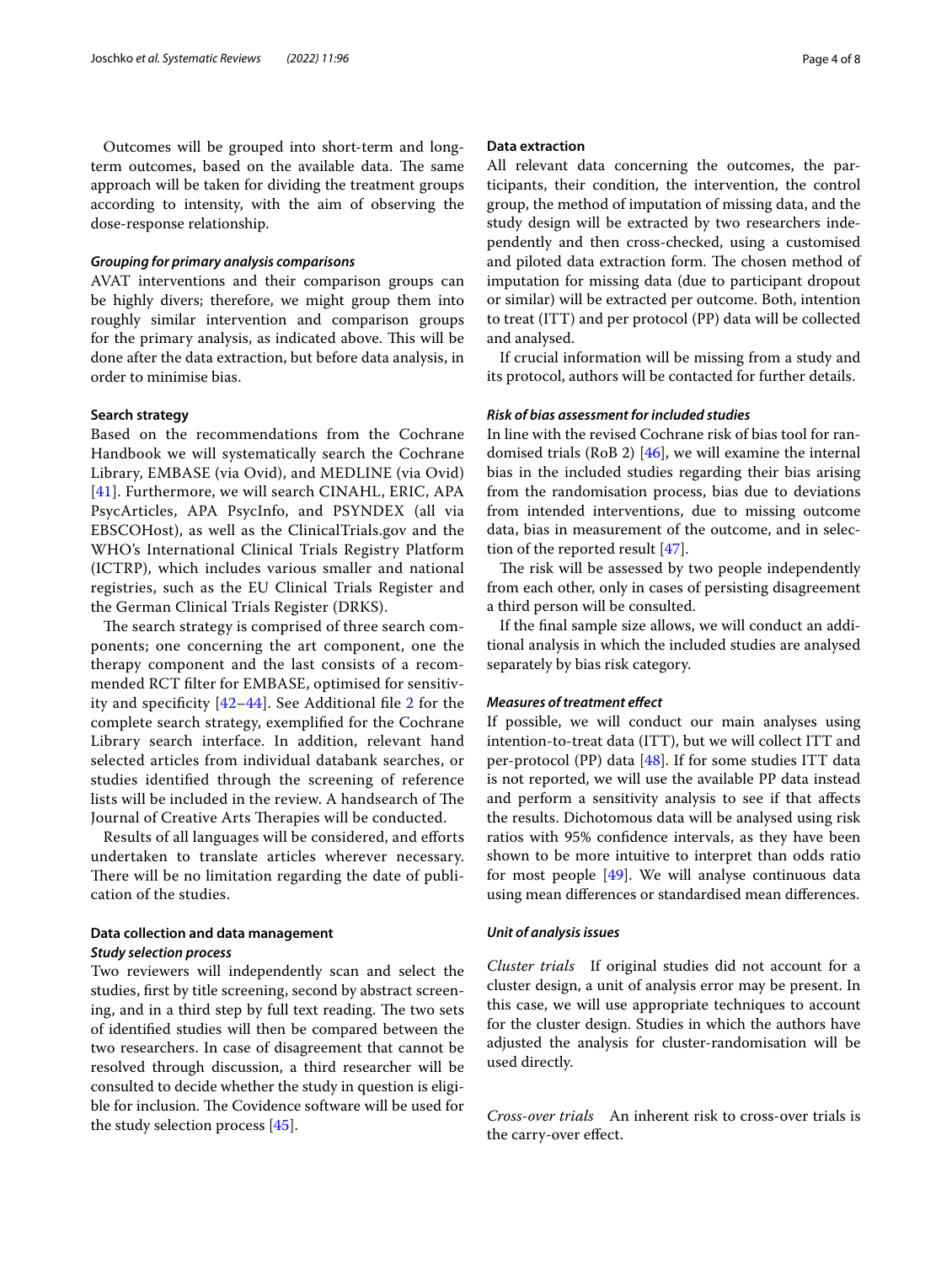Outcomes will be grouped into short-term and long-term outcomes, based on the available data. The same approach will be taken for dividing the treatment groups according to intensity, with the aim of observing the dose-response relationship.

#### *Grouping for primary analysis comparisons*

AVAT interventions and their comparison groups can be highly divers; therefore, we might group them into roughly similar intervention and comparison groups for the primary analysis, as indicated above. This will be done after the data extraction, but before data analysis, in order to minimise bias.

### Search strategy

Based on the recommendations from the Cochrane Handbook we will systematically search the Cochrane Library, EMBASE (via Ovid), and MEDLINE (via Ovid) [41]. Furthermore, we will search CINAHL, ERIC, APA PsycArticles, APA PsycInfo, and PSYNDEX (all via EBSCOHost), as well as the ClinicalTrials.gov and the WHO's International Clinical Trials Registry Platform (ICTRP), which includes various smaller and national registries, such as the EU Clinical Trials Register and the German Clinical Trials Register (DRKS).

The search strategy is comprised of three search components; one concerning the art component, one the therapy component and the last consists of a recommended RCT filter for EMBASE, optimised for sensitivity and specificity [42–44]. See Additional file 2 for the complete search strategy, exemplified for the Cochrane Library search interface. In addition, relevant hand selected articles from individual databank searches, or studies identified through the screening of reference lists will be included in the review. A handsearch of The Journal of Creative Arts Therapies will be conducted.

Results of all languages will be considered, and efforts undertaken to translate articles wherever necessary. There will be no limitation regarding the date of publication of the studies.

### Data collection and data management

#### *Study selection process*

Two reviewers will independently scan and select the studies, first by title screening, second by abstract screening, and in a third step by full text reading. The two sets of identified studies will then be compared between the two researchers. In case of disagreement that cannot be resolved through discussion, a third researcher will be consulted to decide whether the study in question is eligible for inclusion. The Covidence software will be used for the study selection process [45].

#### Data extraction

All relevant data concerning the outcomes, the participants, their condition, the intervention, the control group, the method of imputation of missing data, and the study design will be extracted by two researchers independently and then cross-checked, using a customised and piloted data extraction form. The chosen method of imputation for missing data (due to participant dropout or similar) will be extracted per outcome. Both, intention to treat (ITT) and per protocol (PP) data will be collected and analysed.

If crucial information will be missing from a study and its protocol, authors will be contacted for further details.

#### *Risk of bias assessment for included studies*

In line with the revised Cochrane risk of bias tool for randomised trials (RoB 2) [46], we will examine the internal bias in the included studies regarding their bias arising from the randomisation process, bias due to deviations from intended interventions, due to missing outcome data, bias in measurement of the outcome, and in selection of the reported result [47].

The risk will be assessed by two people independently from each other, only in cases of persisting disagreement a third person will be consulted.

If the final sample size allows, we will conduct an additional analysis in which the included studies are analysed separately by bias risk category.

#### *Measures of treatment effect*

If possible, we will conduct our main analyses using intention-to-treat data (ITT), but we will collect ITT and per-protocol (PP) data [48]. If for some studies ITT data is not reported, we will use the available PP data instead and perform a sensitivity analysis to see if that affects the results. Dichotomous data will be analysed using risk ratios with 95% confidence intervals, as they have been shown to be more intuitive to interpret than odds ratio for most people [49]. We will analyse continuous data using mean differences or standardised mean differences.

#### *Unit of analysis issues*

*Cluster trials* If original studies did not account for a cluster design, a unit of analysis error may be present. In this case, we will use appropriate techniques to account for the cluster design. Studies in which the authors have adjusted the analysis for cluster-randomisation will be used directly.

*Cross-over trials* An inherent risk to cross-over trials is the carry-over effect.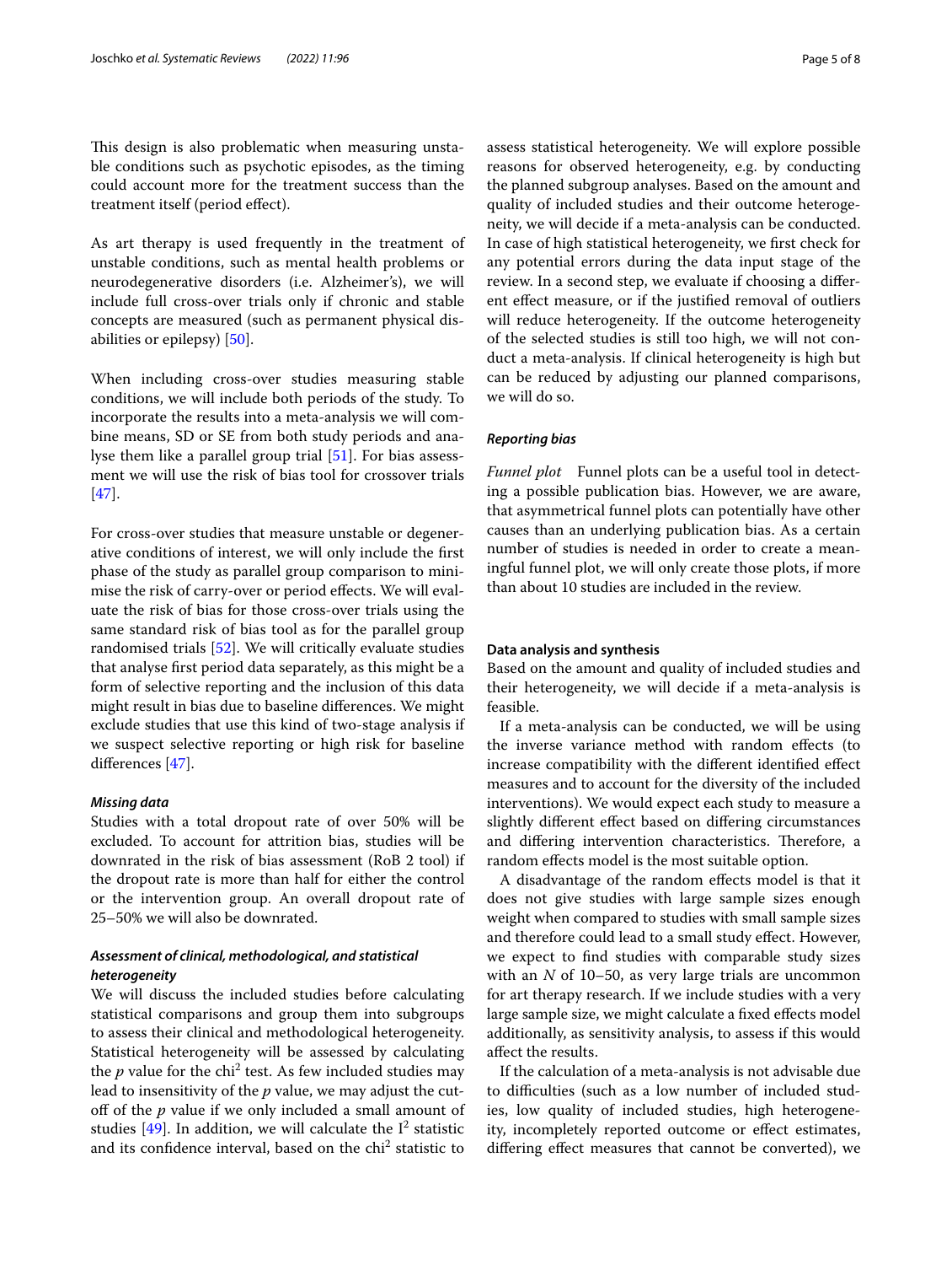This design is also problematic when measuring unstable conditions such as psychotic episodes, as the timing could account more for the treatment success than the treatment itself (period effect).

As art therapy is used frequently in the treatment of unstable conditions, such as mental health problems or neurodegenerative disorders (i.e. Alzheimer's), we will include full cross-over trials only if chronic and stable concepts are measured (such as permanent physical disabilities or epilepsy) [50].

When including cross-over studies measuring stable conditions, we will include both periods of the study. To incorporate the results into a meta-analysis we will combine means, SD or SE from both study periods and analyse them like a parallel group trial [51]. For bias assessment we will use the risk of bias tool for crossover trials [47].

For cross-over studies that measure unstable or degenerative conditions of interest, we will only include the first phase of the study as parallel group comparison to minimise the risk of carry-over or period effects. We will evaluate the risk of bias for those cross-over trials using the same standard risk of bias tool as for the parallel group randomised trials [52]. We will critically evaluate studies that analyse first period data separately, as this might be a form of selective reporting and the inclusion of this data might result in bias due to baseline differences. We might exclude studies that use this kind of two-stage analysis if we suspect selective reporting or high risk for baseline differences [47].

#### *Missing data*

Studies with a total dropout rate of over 50% will be excluded. To account for attrition bias, studies will be downrated in the risk of bias assessment (RoB 2 tool) if the dropout rate is more than half for either the control or the intervention group. An overall dropout rate of 25–50% we will also be downrated.

#### *Assessment of clinical, methodological, and statistical heterogeneity*

We will discuss the included studies before calculating statistical comparisons and group them into subgroups to assess their clinical and methodological heterogeneity. Statistical heterogeneity will be assessed by calculating the *p* value for the $chi^2$ test. As few included studies may lead to insensitivity of the *p* value, we may adjust the cut-off of the *p* value if we only included a small amount of studies [49]. In addition, we will calculate the $I^2$ statistic and its confidence interval, based on the $chi^2$ statistic to assess statistical heterogeneity. We will explore possible reasons for observed heterogeneity, e.g. by conducting the planned subgroup analyses. Based on the amount and quality of included studies and their outcome heterogeneity, we will decide if a meta-analysis can be conducted. In case of high statistical heterogeneity, we first check for any potential errors during the data input stage of the review. In a second step, we evaluate if choosing a different effect measure, or if the justified removal of outliers will reduce heterogeneity. If the outcome heterogeneity of the selected studies is still too high, we will not conduct a meta-analysis. If clinical heterogeneity is high but can be reduced by adjusting our planned comparisons, we will do so.

#### *Reporting bias*

*Funnel plot* Funnel plots can be a useful tool in detecting a possible publication bias. However, we are aware, that asymmetrical funnel plots can potentially have other causes than an underlying publication bias. As a certain number of studies is needed in order to create a meaningful funnel plot, we will only create those plots, if more than about 10 studies are included in the review.

### **Data analysis and synthesis**

Based on the amount and quality of included studies and their heterogeneity, we will decide if a meta-analysis is feasible.

If a meta-analysis can be conducted, we will be using the inverse variance method with random effects (to increase compatibility with the different identified effect measures and to account for the diversity of the included interventions). We would expect each study to measure a slightly different effect based on differing circumstances and differing intervention characteristics. Therefore, a random effects model is the most suitable option.

A disadvantage of the random effects model is that it does not give studies with large sample sizes enough weight when compared to studies with small sample sizes and therefore could lead to a small study effect. However, we expect to find studies with comparable study sizes with an *N* of 10–50, as very large trials are uncommon for art therapy research. If we include studies with a very large sample size, we might calculate a fixed effects model additionally, as sensitivity analysis, to assess if this would affect the results.

If the calculation of a meta-analysis is not advisable due to difficulties (such as a low number of included studies, low quality of included studies, high heterogeneity, incompletely reported outcome or effect estimates, differing effect measures that cannot be converted), we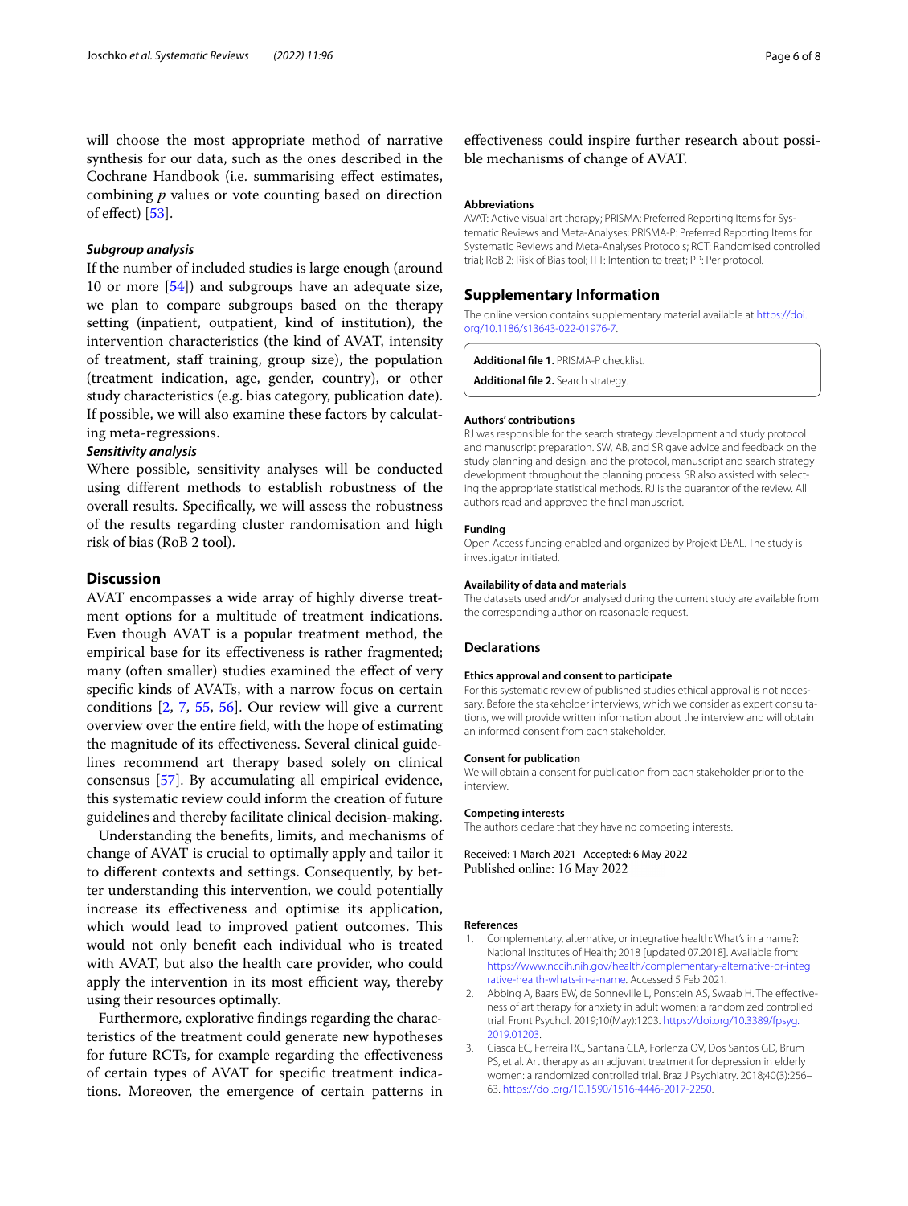will choose the most appropriate method of narrative synthesis for our data, such as the ones described in the Cochrane Handbook (i.e. summarising effect estimates, combining *p* values or vote counting based on direction of effect) [53].

### *Subgroup analysis*

If the number of included studies is large enough (around 10 or more [54]) and subgroups have an adequate size, we plan to compare subgroups based on the therapy setting (inpatient, outpatient, kind of institution), the intervention characteristics (the kind of AVAT, intensity of treatment, staff training, group size), the population (treatment indication, age, gender, country), or other study characteristics (e.g. bias category, publication date). If possible, we will also examine these factors by calculating meta-regressions.

### *Sensitivity analysis*

Where possible, sensitivity analyses will be conducted using different methods to establish robustness of the overall results. Specifically, we will assess the robustness of the results regarding cluster randomisation and high risk of bias (RoB 2 tool).

## Discussion

AVAT encompasses a wide array of highly diverse treatment options for a multitude of treatment indications. Even though AVAT is a popular treatment method, the empirical base for its effectiveness is rather fragmented; many (often smaller) studies examined the effect of very specific kinds of AVATs, with a narrow focus on certain conditions [2, 7, 55, 56]. Our review will give a current overview over the entire field, with the hope of estimating the magnitude of its effectiveness. Several clinical guidelines recommend art therapy based solely on clinical consensus [57]. By accumulating all empirical evidence, this systematic review could inform the creation of future guidelines and thereby facilitate clinical decision-making.

Understanding the benefits, limits, and mechanisms of change of AVAT is crucial to optimally apply and tailor it to different contexts and settings. Consequently, by better understanding this intervention, we could potentially increase its effectiveness and optimise its application, which would lead to improved patient outcomes. This would not only benefit each individual who is treated with AVAT, but also the health care provider, who could apply the intervention in its most efficient way, thereby using their resources optimally.

Furthermore, explorative findings regarding the characteristics of the treatment could generate new hypotheses for future RCTs, for example regarding the effectiveness of certain types of AVAT for specific treatment indications. Moreover, the emergence of certain patterns in effectiveness could inspire further research about possible mechanisms of change of AVAT.

#### Abbreviations

AVAT: Active visual art therapy; PRISMA: Preferred Reporting Items for Systematic Reviews and Meta-Analyses; PRISMA-P: Preferred Reporting Items for Systematic Reviews and Meta-Analyses Protocols; RCT: Randomised controlled trial; RoB 2: Risk of Bias tool; ITT: Intention to treat; PP: Per protocol.

## Supplementary Information

The online version contains supplementary material available at https://doi.org/10.1186/s13643-022-01976-7.

**Additional file 1.** PRISMA-P checklist.

**Additional file 2.** Search strategy.

#### Authors' contributions

RJ was responsible for the search strategy development and study protocol and manuscript preparation. SW, AB, and SR gave advice and feedback on the study planning and design, and the protocol, manuscript and search strategy development throughout the planning process. SR also assisted with selecting the appropriate statistical methods. RJ is the guarantor of the review. All authors read and approved the final manuscript.

#### Funding

Open Access funding enabled and organized by Projekt DEAL. The study is investigator initiated.

#### Availability of data and materials

The datasets used and/or analysed during the current study are available from the corresponding author on reasonable request.

## Declarations

#### Ethics approval and consent to participate

For this systematic review of published studies ethical approval is not necessary. Before the stakeholder interviews, which we consider as expert consultations, we will provide written information about the interview and will obtain an informed consent from each stakeholder.

#### Consent for publication

We will obtain a consent for publication from each stakeholder prior to the interview.

#### Competing interests

The authors declare that they have no competing interests.

Received: 1 March 2021 Accepted: 6 May 2022
Published online: 16 May 2022

#### References

1. Complementary, alternative, or integrative health: What's in a name?: National Institutes of Health; 2018 [updated 07.2018]. Available from: https://www.nccih.nih.gov/health/complementary-alternative-or-integrative-health-whats-in-a-name. Accessed 5 Feb 2021.
2. Abbing A, Baars EW, de Sonneville L, Ponstein AS, Swaab H. The effectiveness of art therapy for anxiety in adult women: a randomized controlled trial. Front Psychol. 2019;10(May):1203. https://doi.org/10.3389/fpsyg.2019.01203.
3. Ciasca EC, Ferreira RC, Santana CLA, Forlenza OV, Dos Santos GD, Brum PS, et al. Art therapy as an adjuvant treatment for depression in elderly women: a randomized controlled trial. Braz J Psychiatry. 2018;40(3):256–63. https://doi.org/10.1590/1516-4446-2017-2250.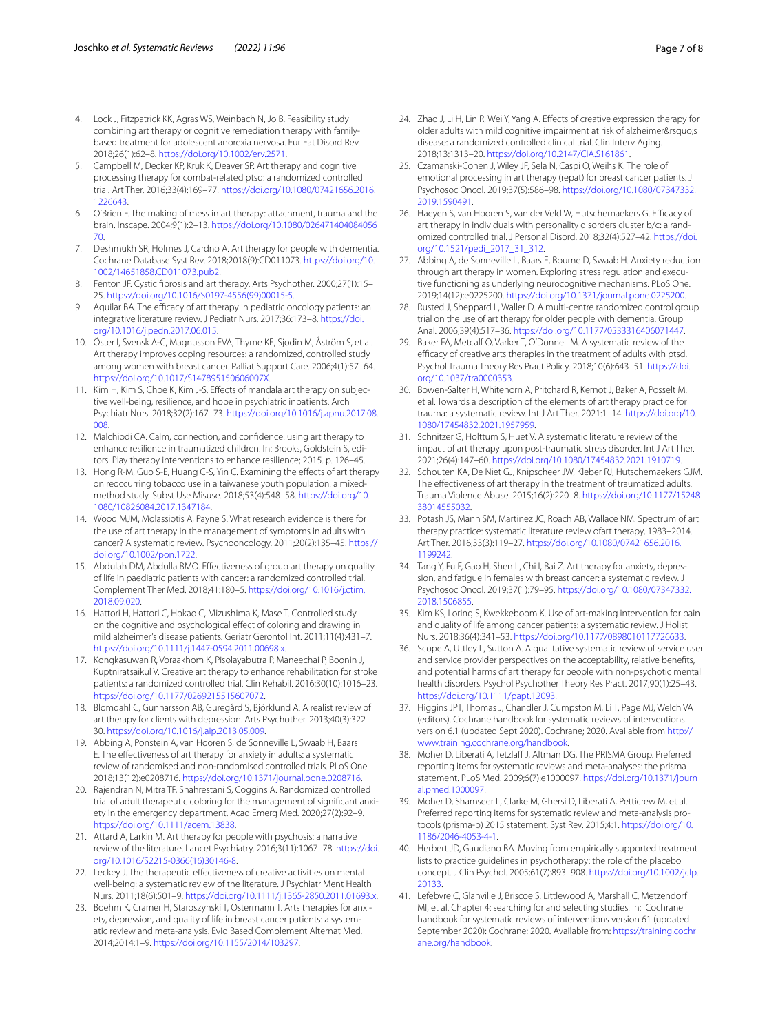4. Lock J, Fitzpatrick KK, Agras WS, Weinbach N, Jo B. Feasibility study combining art therapy or cognitive remediation therapy with family-based treatment for adolescent anorexia nervosa. Eur Eat Disord Rev. 2018;26(1):62–8. https://doi.org/10.1002/erv.2571.
5. Campbell M, Decker KP, Kruk K, Deaver SP. Art therapy and cognitive processing therapy for combat-related ptsd: a randomized controlled trial. Art Ther. 2016;33(4):169–77. https://doi.org/10.1080/07421656.2016.1226643.
6. O'Brien F. The making of mess in art therapy: attachment, trauma and the brain. Inscape. 2004;9(1):2–13. https://doi.org/10.1080/02647140408405670.
7. Deshmukh SR, Holmes J, Cardno A. Art therapy for people with dementia. Cochrane Database Syst Rev. 2018;2018(9):CD011073. https://doi.org/10.1002/14651858.CD011073.pub2.
8. Fenton JF. Cystic fibrosis and art therapy. Arts Psychother. 2000;27(1):15–25. https://doi.org/10.1016/S0197-4556(99)00015-5.
9. Aguilar BA. The efficacy of art therapy in pediatric oncology patients: an integrative literature review. J Pediatr Nurs. 2017;36:173–8. https://doi.org/10.1016/j.pedn.2017.06.015.
10. Öster I, Svensk A-C, Magnusson EVA, Thyme KE, Sjodin M, Åström S, et al. Art therapy improves coping resources: a randomized, controlled study among women with breast cancer. Palliat Support Care. 2006;4(1):57–64. https://doi.org/10.1017/S147895150606007X.
11. Kim H, Kim S, Choe K, Kim J-S. Effects of mandala art therapy on subjective well-being, resilience, and hope in psychiatric inpatients. Arch Psychiatr Nurs. 2018;32(2):167–73. https://doi.org/10.1016/j.apnu.2017.08.008.
12. Malchiodi CA. Calm, connection, and confidence: using art therapy to enhance resilience in traumatized children. In: Brooks, Goldstein S, editors. Play therapy interventions to enhance resilience; 2015. p. 126–45.
13. Hong R-M, Guo S-E, Huang C-S, Yin C. Examining the effects of art therapy on reoccurring tobacco use in a taiwanese youth population: a mixed-method study. Subst Use Misuse. 2018;53(4):548–58. https://doi.org/10.1080/10826084.2017.1347184.
14. Wood MJM, Molassiotis A, Payne S. What research evidence is there for the use of art therapy in the management of symptoms in adults with cancer? A systematic review. Psychooncology. 2011;20(2):135–45. https://doi.org/10.1002/pon.1722.
15. Abdulah DM, Abdulla BMO. Effectiveness of group art therapy on quality of life in paediatric patients with cancer: a randomized controlled trial. Complement Ther Med. 2018;41:180–5. https://doi.org/10.1016/j.ctim.2018.09.020.
16. Hattori H, Hattori C, Hokao C, Mizushima K, Mase T. Controlled study on the cognitive and psychological effect of coloring and drawing in mild alzheimer's disease patients. Geriatr Gerontol Int. 2011;11(4):431–7. https://doi.org/10.1111/j.1447-0594.2011.00698.x.
17. Kongkasuwan R, Voraakhom K, Pisolayabutra P, Maneechai P, Boonin J, Kuptniratsaikul V. Creative art therapy to enhance rehabilitation for stroke patients: a randomized controlled trial. Clin Rehabil. 2016;30(10):1016–23. https://doi.org/10.1177/0269215515607072.
18. Blomdahl C, Gunnarsson AB, Guregård S, Björklund A. A realist review of art therapy for clients with depression. Arts Psychother. 2013;40(3):322–30. https://doi.org/10.1016/j.aip.2013.05.009.
19. Abbing A, Ponstein A, van Hooren S, de Sonneville L, Swaab H, Baars E. The effectiveness of art therapy for anxiety in adults: a systematic review of randomised and non-randomised controlled trials. PLoS One. 2018;13(12):e0208716. https://doi.org/10.1371/journal.pone.0208716.
20. Rajendran N, Mitra TP, Shahrestani S, Coggins A. Randomized controlled trial of adult therapeutic coloring for the management of significant anxiety in the emergency department. Acad Emerg Med. 2020;27(2):92–9. https://doi.org/10.1111/acem.13838.
21. Attard A, Larkin M. Art therapy for people with psychosis: a narrative review of the literature. Lancet Psychiatry. 2016;3(11):1067–78. https://doi.org/10.1016/S2215-0366(16)30146-8.
22. Leckey J. The therapeutic effectiveness of creative activities on mental well-being: a systematic review of the literature. J Psychiatr Ment Health Nurs. 2011;18(6):501–9. https://doi.org/10.1111/j.1365-2850.2011.01693.x.
23. Boehm K, Cramer H, Staroszynski T, Ostermann T. Arts therapies for anxiety, depression, and quality of life in breast cancer patients: a systematic review and meta-analysis. Evid Based Complement Alternat Med. 2014;2014:1–9. https://doi.org/10.1155/2014/103297.
24. Zhao J, Li H, Lin R, Wei Y, Yang A. Effects of creative expression therapy for older adults with mild cognitive impairment at risk of alzheimer&rsquo;s disease: a randomized controlled clinical trial. Clin Interv Aging. 2018;13:1313–20. https://doi.org/10.2147/CIA.S161861.
25. Czamanski-Cohen J, Wiley JF, Sela N, Caspi O, Weihs K. The role of emotional processing in art therapy (repat) for breast cancer patients. J Psychosoc Oncol. 2019;37(5):586–98. https://doi.org/10.1080/07347332.2019.1590491.
26. Haeyen S, van Hooren S, van der Veld W, Hutschemaekers G. Efficacy of art therapy in individuals with personality disorders cluster b/c: a randomized controlled trial. J Personal Disord. 2018;32(4):527–42. https://doi.org/10.1521/pedi_2017_31_312.
27. Abbing A, de Sonneville L, Baars E, Bourne D, Swaab H. Anxiety reduction through art therapy in women. Exploring stress regulation and executive functioning as underlying neurocognitive mechanisms. PLoS One. 2019;14(12):e0225200. https://doi.org/10.1371/journal.pone.0225200.
28. Rusted J, Sheppard L, Waller D. A multi-centre randomized control group trial on the use of art therapy for older people with dementia. Group Anal. 2006;39(4):517–36. https://doi.org/10.1177/0533316406071447.
29. Baker FA, Metcalf O, Varker T, O'Donnell M. A systematic review of the efficacy of creative arts therapies in the treatment of adults with ptsd. Psychol Trauma Theory Res Pract Policy. 2018;10(6):643–51. https://doi.org/10.1037/tra0000353.
30. Bowen-Salter H, Whitehorn A, Pritchard R, Kernot J, Baker A, Posselt M, et al. Towards a description of the elements of art therapy practice for trauma: a systematic review. Int J Art Ther. 2021:1–14. https://doi.org/10.1080/17454832.2021.1957959.
31. Schnitzer G, Holttum S, Huet V. A systematic literature review of the impact of art therapy upon post-traumatic stress disorder. Int J Art Ther. 2021;26(4):147–60. https://doi.org/10.1080/17454832.2021.1910719.
32. Schouten KA, De Niet GJ, Knipscheer JW, Kleber RJ, Hutschemaekers GJM. The effectiveness of art therapy in the treatment of traumatized adults. Trauma Violence Abuse. 2015;16(2):220–8. https://doi.org/10.1177/1524838014555032.
33. Potash JS, Mann SM, Martinez JC, Roach AB, Wallace NM. Spectrum of art therapy practice: systematic literature review ofart therapy, 1983–2014. Art Ther. 2016;33(3):119–27. https://doi.org/10.1080/07421656.2016.1199242.
34. Tang Y, Fu F, Gao H, Shen L, Chi I, Bai Z. Art therapy for anxiety, depression, and fatigue in females with breast cancer: a systematic review. J Psychosoc Oncol. 2019;37(1):79–95. https://doi.org/10.1080/07347332.2018.1506855.
35. Kim KS, Loring S, Kwekkeboom K. Use of art-making intervention for pain and quality of life among cancer patients: a systematic review. J Holist Nurs. 2018;36(4):341–53. https://doi.org/10.1177/0898010117726633.
36. Scope A, Uttley L, Sutton A. A qualitative systematic review of service user and service provider perspectives on the acceptability, relative benefits, and potential harms of art therapy for people with non-psychotic mental health disorders. Psychol Psychother Theory Res Pract. 2017;90(1):25–43. https://doi.org/10.1111/papt.12093.
37. Higgins JPT, Thomas J, Chandler J, Cumpston M, Li T, Page MJ, Welch VA (editors). Cochrane handbook for systematic reviews of interventions version 6.1 (updated Sept 2020). Cochrane; 2020. Available from http://www.training.cochrane.org/handbook.
38. Moher D, Liberati A, Tetzlaff J, Altman DG, The PRISMA Group. Preferred reporting items for systematic reviews and meta-analyses: the prisma statement. PLoS Med. 2009;6(7):e1000097. https://doi.org/10.1371/journal.pmed.1000097.
39. Moher D, Shamseer L, Clarke M, Ghersi D, Liberati A, Petticrew M, et al. Preferred reporting items for systematic review and meta-analysis protocols (prisma-p) 2015 statement. Syst Rev. 2015;4:1. https://doi.org/10.1186/2046-4053-4-1.
40. Herbert JD, Gaudiano BA. Moving from empirically supported treatment lists to practice guidelines in psychotherapy: the role of the placebo concept. J Clin Psychol. 2005;61(7):893–908. https://doi.org/10.1002/jclp.20133.
41. Lefebvre C, Glanville J, Briscoe S, Littlewood A, Marshall C, Metzendorf MI, et al. Chapter 4: searching for and selecting studies. In: Cochrane handbook for systematic reviews of interventions version 61 (updated September 2020): Cochrane; 2020. Available from: https://training.cochrane.org/handbook.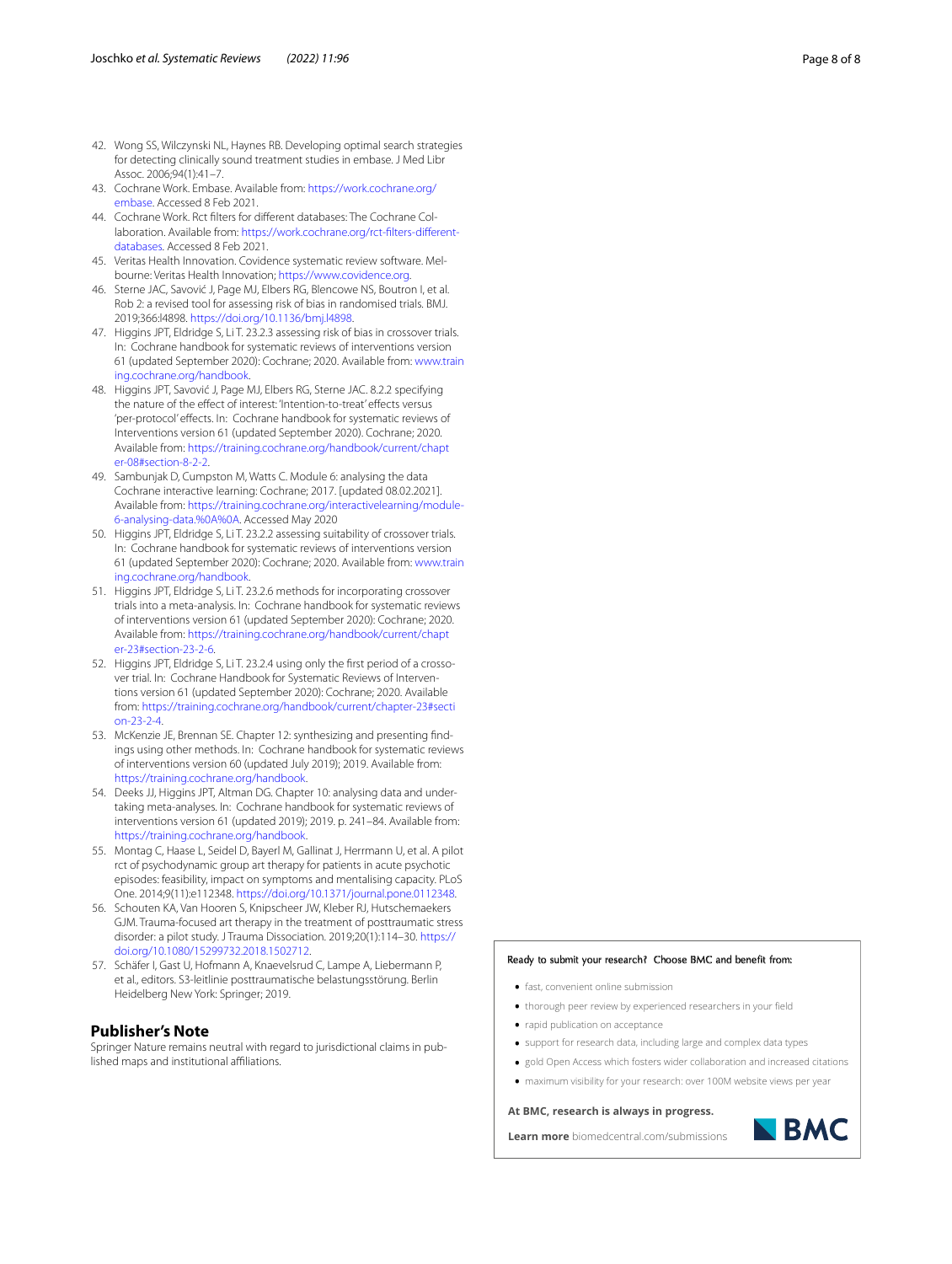42. Wong SS, Wilczynski NL, Haynes RB. Developing optimal search strategies for detecting clinically sound treatment studies in embase. J Med Libr Assoc. 2006;94(1):41–7.
43. Cochrane Work. Embase. Available from: https://work.cochrane.org/embase. Accessed 8 Feb 2021.
44. Cochrane Work. Rct filters for different databases: The Cochrane Collaboration. Available from: https://work.cochrane.org/rct-filters-different-databases. Accessed 8 Feb 2021.
45. Veritas Health Innovation. Covidence systematic review software. Melbourne: Veritas Health Innovation; https://www.covidence.org.
46. Sterne JAC, Savović J, Page MJ, Elbers RG, Blencowe NS, Boutron I, et al. Rob 2: a revised tool for assessing risk of bias in randomised trials. BMJ. 2019;366:l4898. https://doi.org/10.1136/bmj.l4898.
47. Higgins JPT, Eldridge S, Li T. 23.2.3 assessing risk of bias in crossover trials. In: Cochrane handbook for systematic reviews of interventions version 61 (updated September 2020): Cochrane; 2020. Available from: www.training.cochrane.org/handbook.
48. Higgins JPT, Savović J, Page MJ, Elbers RG, Sterne JAC. 8.2.2 specifying the nature of the effect of interest: 'Intention-to-treat' effects versus 'per-protocol' effects. In: Cochrane handbook for systematic reviews of Interventions version 61 (updated September 2020). Cochrane; 2020. Available from: https://training.cochrane.org/handbook/current/chapter-08#section-8-2-2.
49. Sambunjak D, Cumpston M, Watts C. Module 6: analysing the data Cochrane interactive learning: Cochrane; 2017. [updated 08.02.2021]. Available from: https://training.cochrane.org/interactivelearning/module-6-analysing-data.%0A%0A. Accessed May 2020
50. Higgins JPT, Eldridge S, Li T. 23.2.2 assessing suitability of crossover trials. In: Cochrane handbook for systematic reviews of interventions version 61 (updated September 2020): Cochrane; 2020. Available from: www.training.cochrane.org/handbook.
51. Higgins JPT, Eldridge S, Li T. 23.2.6 methods for incorporating crossover trials into a meta-analysis. In: Cochrane handbook for systematic reviews of interventions version 61 (updated September 2020): Cochrane; 2020. Available from: https://training.cochrane.org/handbook/current/chapter-23#section-23-2-6.
52. Higgins JPT, Eldridge S, Li T. 23.2.4 using only the first period of a crossover trial. In: Cochrane Handbook for Systematic Reviews of Interventions version 61 (updated September 2020): Cochrane; 2020. Available from: https://training.cochrane.org/handbook/current/chapter-23#section-23-2-4.
53. McKenzie JE, Brennan SE. Chapter 12: synthesizing and presenting findings using other methods. In: Cochrane handbook for systematic reviews of interventions version 60 (updated July 2019); 2019. Available from: https://training.cochrane.org/handbook.
54. Deeks JJ, Higgins JPT, Altman DG. Chapter 10: analysing data and undertaking meta-analyses. In: Cochrane handbook for systematic reviews of interventions version 61 (updated 2019); 2019. p. 241–84. Available from: https://training.cochrane.org/handbook.
55. Montag C, Haase L, Seidel D, Bayerl M, Gallinat J, Herrmann U, et al. A pilot rct of psychodynamic group art therapy for patients in acute psychotic episodes: feasibility, impact on symptoms and mentalising capacity. PLoS One. 2014;9(11):e112348. https://doi.org/10.1371/journal.pone.0112348.
56. Schouten KA, Van Hooren S, Knipscheer JW, Kleber RJ, Hutschemaekers GJM. Trauma-focused art therapy in the treatment of posttraumatic stress disorder: a pilot study. J Trauma Dissociation. 2019;20(1):114–30. https://doi.org/10.1080/15299732.2018.1502712.
57. Schäfer I, Gast U, Hofmann A, Knaevelsrud C, Lampe A, Liebermann P, et al., editors. S3-leitlinie posttraumatische belastungsstörung. Berlin Heidelberg New York: Springer; 2019.

## Publisher's Note

Springer Nature remains neutral with regard to jurisdictional claims in published maps and institutional affiliations.

Ready to submit your research? Choose BMC and benefit from:

- fast, convenient online submission
- thorough peer review by experienced researchers in your field
- rapid publication on acceptance
- support for research data, including large and complex data types
- gold Open Access which fosters wider collaboration and increased citations
- maximum visibility for your research: over 100M website views per year

**At BMC, research is always in progress.**

**Learn more** biomedcentral.com/submissions

BMC